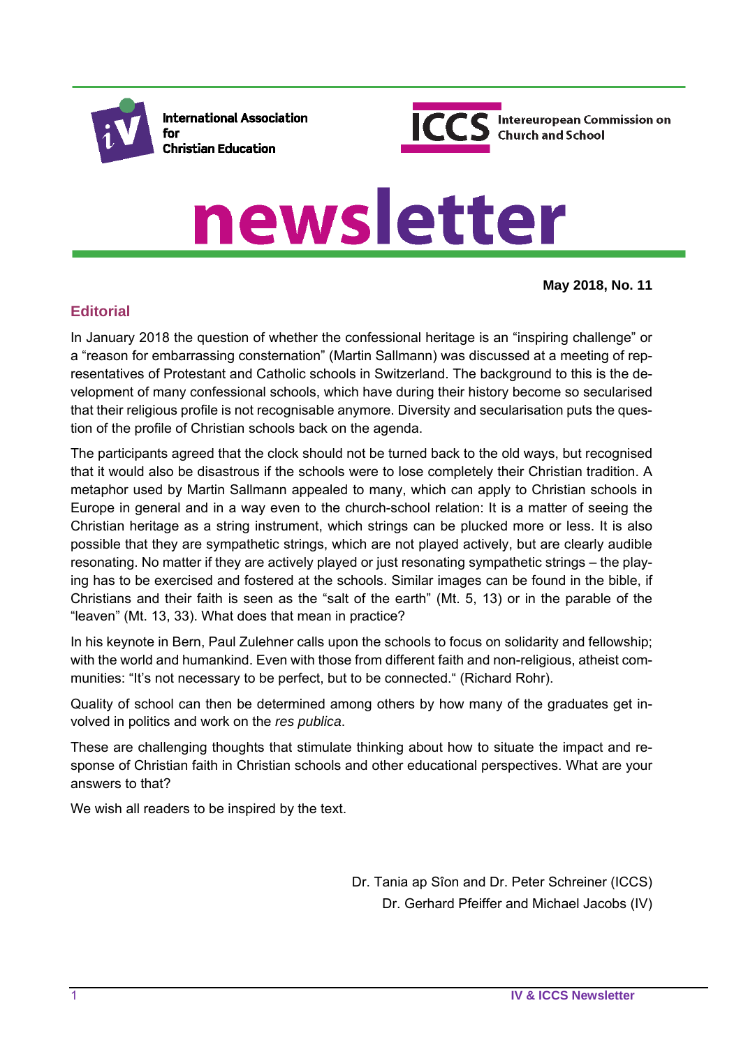International Association for Christian Education

ICCS Intereuropean Commission on Church and School

# newsletter

**May 2018, No. 11**

## Editorial

In January 2018 the question of whether the confessional heritage is an "inspiring challenge" or a "reason for embarrassing consternation" (Martin Sallmann) was discussed at a meeting of representatives of Protestant and Catholic schools in Switzerland. The background to this is the development of many confessional schools, which have during their history become so secularised that their religious profile is not recognisable anymore. Diversity and secularisation puts the question of the profile of Christian schools back on the agenda.

The participants agreed that the clock should not be turned back to the old ways, but recognised that it would also be disastrous if the schools were to lose completely their Christian tradition. A metaphor used by Martin Sallmann appealed to many, which can apply to Christian schools in Europe in general and in a way even to the church-school relation: It is a matter of seeing the Christian heritage as a string instrument, which strings can be plucked more or less. It is also possible that they are sympathetic strings, which are not played actively, but are clearly audible resonating. No matter if they are actively played or just resonating sympathetic strings – the playing has to be exercised and fostered at the schools. Similar images can be found in the bible, if Christians and their faith is seen as the "salt of the earth" (Mt. 5, 13) or in the parable of the "leaven" (Mt. 13, 33). What does that mean in practice?

In his keynote in Bern, Paul Zulehner calls upon the schools to focus on solidarity and fellowship; with the world and humankind. Even with those from different faith and non-religious, atheist communities: "It's not necessary to be perfect, but to be connected." (Richard Rohr).

Quality of school can then be determined among others by how many of the graduates get involved in politics and work on the *res publica*.

These are challenging thoughts that stimulate thinking about how to situate the impact and response of Christian faith in Christian schools and other educational perspectives. What are your answers to that?

We wish all readers to be inspired by the text.

Dr. Tania ap Sîon and Dr. Peter Schreiner (ICCS)
Dr. Gerhard Pfeiffer and Michael Jacobs (IV)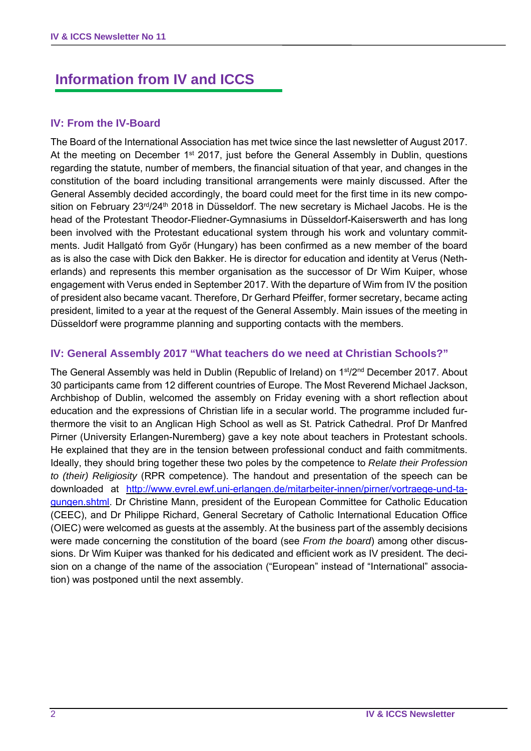# Information from IV and ICCS

## IV: From the IV-Board

The Board of the International Association has met twice since the last newsletter of August 2017. At the meeting on December 1st 2017, just before the General Assembly in Dublin, questions regarding the statute, number of members, the financial situation of that year, and changes in the constitution of the board including transitional arrangements were mainly discussed. After the General Assembly decided accordingly, the board could meet for the first time in its new composition on February 23rd/24th 2018 in Düsseldorf. The new secretary is Michael Jacobs. He is the head of the Protestant Theodor-Fliedner-Gymnasiums in Düsseldorf-Kaiserswerth and has long been involved with the Protestant educational system through his work and voluntary commitments. Judit Hallgató from Győr (Hungary) has been confirmed as a new member of the board as is also the case with Dick den Bakker. He is director for education and identity at Verus (Netherlands) and represents this member organisation as the successor of Dr Wim Kuiper, whose engagement with Verus ended in September 2017. With the departure of Wim from IV the position of president also became vacant. Therefore, Dr Gerhard Pfeiffer, former secretary, became acting president, limited to a year at the request of the General Assembly. Main issues of the meeting in Düsseldorf were programme planning and supporting contacts with the members.

## IV: General Assembly 2017 "What teachers do we need at Christian Schools?"

The General Assembly was held in Dublin (Republic of Ireland) on 1st/2nd December 2017. About 30 participants came from 12 different countries of Europe. The Most Reverend Michael Jackson, Archbishop of Dublin, welcomed the assembly on Friday evening with a short reflection about education and the expressions of Christian life in a secular world. The programme included furthermore the visit to an Anglican High School as well as St. Patrick Cathedral. Prof Dr Manfred Pirner (University Erlangen-Nuremberg) gave a key note about teachers in Protestant schools. He explained that they are in the tension between professional conduct and faith commitments. Ideally, they should bring together these two poles by the competence to *Relate their Profession to (their) Religiosity* (RPR competence). The handout and presentation of the speech can be downloaded at http://www.evrel.ewf.uni-erlangen.de/mitarbeiter-innen/pirner/vortraege-und-tagungen.shtml. Dr Christine Mann, president of the European Committee for Catholic Education (CEEC), and Dr Philippe Richard, General Secretary of Catholic International Education Office (OIEC) were welcomed as guests at the assembly. At the business part of the assembly decisions were made concerning the constitution of the board (see *From the board*) among other discussions. Dr Wim Kuiper was thanked for his dedicated and efficient work as IV president. The decision on a change of the name of the association ("European" instead of "International" association) was postponed until the next assembly.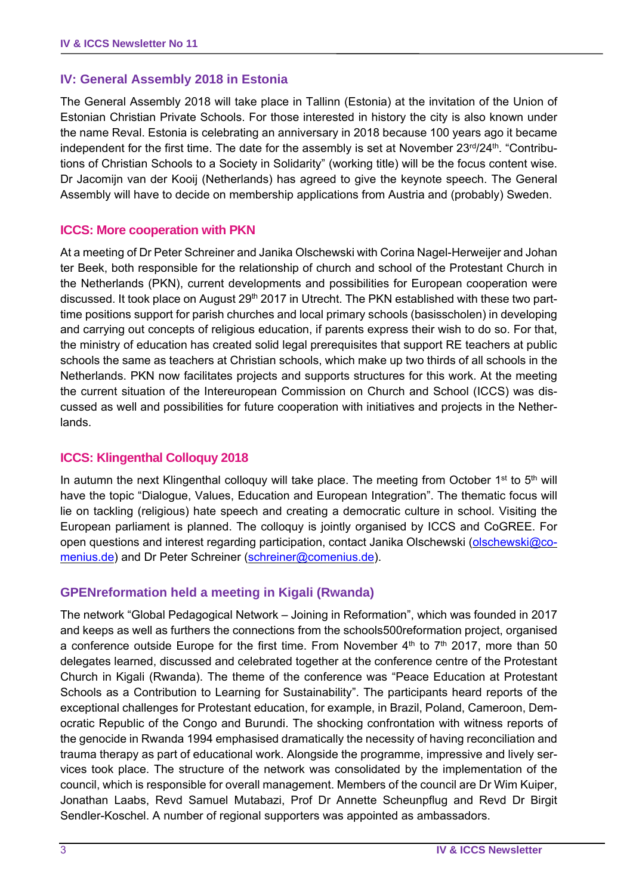## IV: General Assembly 2018 in Estonia

The General Assembly 2018 will take place in Tallinn (Estonia) at the invitation of the Union of Estonian Christian Private Schools. For those interested in history the city is also known under the name Reval. Estonia is celebrating an anniversary in 2018 because 100 years ago it became independent for the first time. The date for the assembly is set at November 23rd/24th. "Contributions of Christian Schools to a Society in Solidarity" (working title) will be the focus content wise. Dr Jacomijn van der Kooij (Netherlands) has agreed to give the keynote speech. The General Assembly will have to decide on membership applications from Austria and (probably) Sweden.

## ICCS: More cooperation with PKN

At a meeting of Dr Peter Schreiner and Janika Olschewski with Corina Nagel-Herweijer and Johan ter Beek, both responsible for the relationship of church and school of the Protestant Church in the Netherlands (PKN), current developments and possibilities for European cooperation were discussed. It took place on August 29th 2017 in Utrecht. The PKN established with these two part-time positions support for parish churches and local primary schools (basisscholen) in developing and carrying out concepts of religious education, if parents express their wish to do so. For that, the ministry of education has created solid legal prerequisites that support RE teachers at public schools the same as teachers at Christian schools, which make up two thirds of all schools in the Netherlands. PKN now facilitates projects and supports structures for this work. At the meeting the current situation of the Intereuropean Commission on Church and School (ICCS) was discussed as well and possibilities for future cooperation with initiatives and projects in the Netherlands.

## ICCS: Klingenthal Colloquy 2018

In autumn the next Klingenthal colloquy will take place. The meeting from October 1st to 5th will have the topic "Dialogue, Values, Education and European Integration". The thematic focus will lie on tackling (religious) hate speech and creating a democratic culture in school. Visiting the European parliament is planned. The colloquy is jointly organised by ICCS and CoGREE. For open questions and interest regarding participation, contact Janika Olschewski (olschewski@comenius.de) and Dr Peter Schreiner (schreiner@comenius.de).

## GPENreformation held a meeting in Kigali (Rwanda)

The network "Global Pedagogical Network – Joining in Reformation", which was founded in 2017 and keeps as well as furthers the connections from the schools500reformation project, organised a conference outside Europe for the first time. From November 4th to 7th 2017, more than 50 delegates learned, discussed and celebrated together at the conference centre of the Protestant Church in Kigali (Rwanda). The theme of the conference was "Peace Education at Protestant Schools as a Contribution to Learning for Sustainability". The participants heard reports of the exceptional challenges for Protestant education, for example, in Brazil, Poland, Cameroon, Democratic Republic of the Congo and Burundi. The shocking confrontation with witness reports of the genocide in Rwanda 1994 emphasised dramatically the necessity of having reconciliation and trauma therapy as part of educational work. Alongside the programme, impressive and lively services took place. The structure of the network was consolidated by the implementation of the council, which is responsible for overall management. Members of the council are Dr Wim Kuiper, Jonathan Laabs, Revd Samuel Mutabazi, Prof Dr Annette Scheunpflug and Revd Dr Birgit Sendler-Koschel. A number of regional supporters was appointed as ambassadors.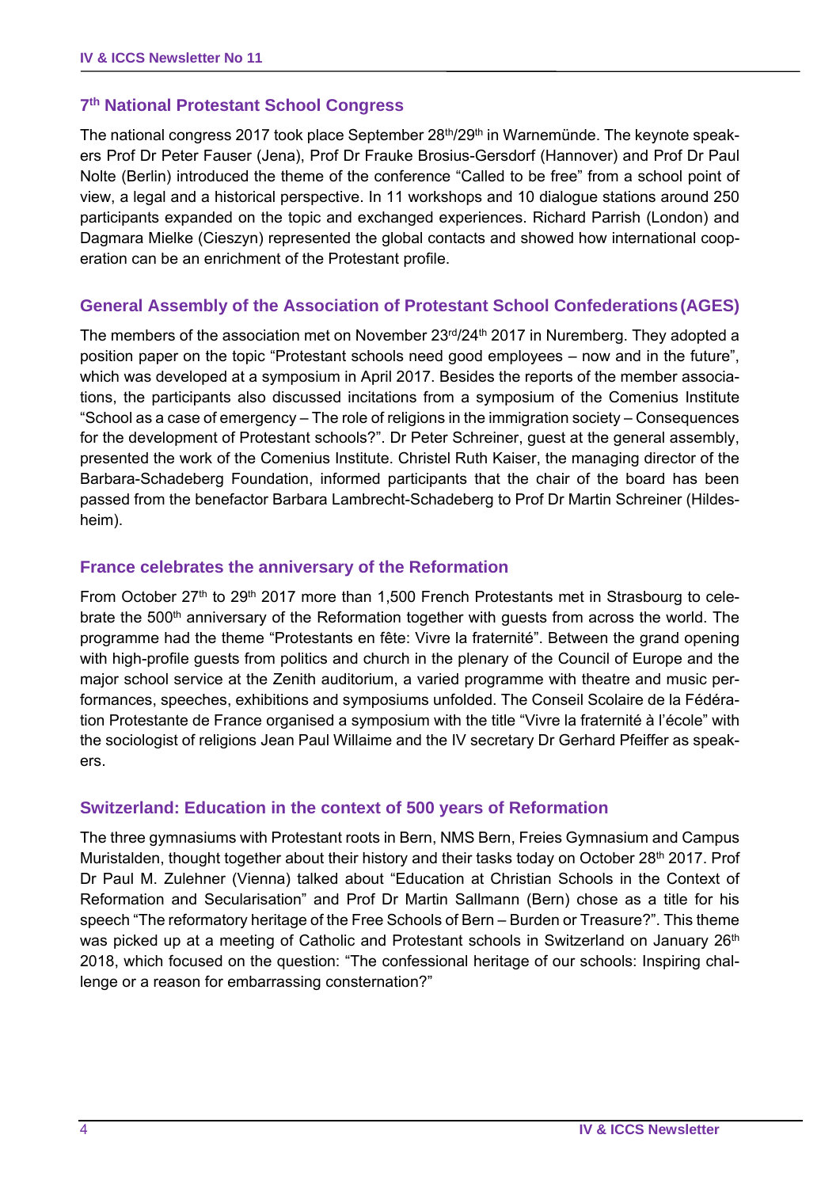## 7th National Protestant School Congress

The national congress 2017 took place September 28th/29th in Warnemünde. The keynote speakers Prof Dr Peter Fauser (Jena), Prof Dr Frauke Brosius-Gersdorf (Hannover) and Prof Dr Paul Nolte (Berlin) introduced the theme of the conference "Called to be free" from a school point of view, a legal and a historical perspective. In 11 workshops and 10 dialogue stations around 250 participants expanded on the topic and exchanged experiences. Richard Parrish (London) and Dagmara Mielke (Cieszyn) represented the global contacts and showed how international cooperation can be an enrichment of the Protestant profile.

## General Assembly of the Association of Protestant School Confederations (AGES)

The members of the association met on November 23rd/24th 2017 in Nuremberg. They adopted a position paper on the topic "Protestant schools need good employees – now and in the future", which was developed at a symposium in April 2017. Besides the reports of the member associations, the participants also discussed incitations from a symposium of the Comenius Institute "School as a case of emergency – The role of religions in the immigration society – Consequences for the development of Protestant schools?". Dr Peter Schreiner, guest at the general assembly, presented the work of the Comenius Institute. Christel Ruth Kaiser, the managing director of the Barbara-Schadeberg Foundation, informed participants that the chair of the board has been passed from the benefactor Barbara Lambrecht-Schadeberg to Prof Dr Martin Schreiner (Hildesheim).

## France celebrates the anniversary of the Reformation

From October 27th to 29th 2017 more than 1,500 French Protestants met in Strasbourg to celebrate the 500th anniversary of the Reformation together with guests from across the world. The programme had the theme "Protestants en fête: Vivre la fraternité". Between the grand opening with high-profile guests from politics and church in the plenary of the Council of Europe and the major school service at the Zenith auditorium, a varied programme with theatre and music performances, speeches, exhibitions and symposiums unfolded. The Conseil Scolaire de la Fédération Protestante de France organised a symposium with the title "Vivre la fraternité à l'école" with the sociologist of religions Jean Paul Willaime and the IV secretary Dr Gerhard Pfeiffer as speakers.

## Switzerland: Education in the context of 500 years of Reformation

The three gymnasiums with Protestant roots in Bern, NMS Bern, Freies Gymnasium and Campus Muristalden, thought together about their history and their tasks today on October 28th 2017. Prof Dr Paul M. Zulehner (Vienna) talked about "Education at Christian Schools in the Context of Reformation and Secularisation" and Prof Dr Martin Sallmann (Bern) chose as a title for his speech "The reformatory heritage of the Free Schools of Bern – Burden or Treasure?". This theme was picked up at a meeting of Catholic and Protestant schools in Switzerland on January 26th 2018, which focused on the question: "The confessional heritage of our schools: Inspiring challenge or a reason for embarrassing consternation?"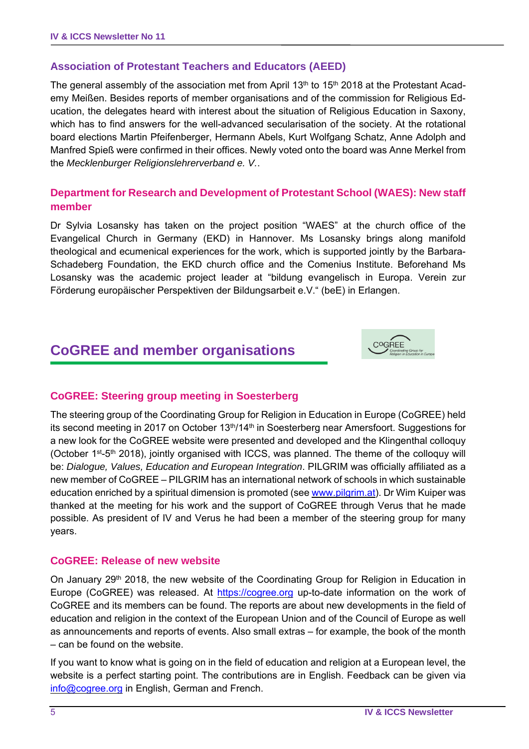### Association of Protestant Teachers and Educators (AEED)

The general assembly of the association met from April 13th to 15th 2018 at the Protestant Academy Meißen. Besides reports of member organisations and of the commission for Religious Education, the delegates heard with interest about the situation of Religious Education in Saxony, which has to find answers for the well-advanced secularisation of the society. At the rotational board elections Martin Pfeifenberger, Hermann Abels, Kurt Wolfgang Schatz, Anne Adolph and Manfred Spieß were confirmed in their offices. Newly voted onto the board was Anne Merkel from the *Mecklenburger Religionslehrerverband e. V.*.

### Department for Research and Development of Protestant School (WAES): New staff member

Dr Sylvia Losansky has taken on the project position "WAES" at the church office of the Evangelical Church in Germany (EKD) in Hannover. Ms Losansky brings along manifold theological and ecumenical experiences for the work, which is supported jointly by the Barbara-Schadeberg Foundation, the EKD church office and the Comenius Institute. Beforehand Ms Losansky was the academic project leader at "bildung evangelisch in Europa. Verein zur Förderung europäischer Perspektiven der Bildungsarbeit e.V." (beE) in Erlangen.

## CoGREE and member organisations

### CoGREE: Steering group meeting in Soesterberg

The steering group of the Coordinating Group for Religion in Education in Europe (CoGREE) held its second meeting in 2017 on October 13th/14th in Soesterberg near Amersfoort. Suggestions for a new look for the CoGREE website were presented and developed and the Klingenthal colloquy (October 1st-5th 2018), jointly organised with ICCS, was planned. The theme of the colloquy will be: *Dialogue, Values, Education and European Integration*. PILGRIM was officially affiliated as a new member of CoGREE – PILGRIM has an international network of schools in which sustainable education enriched by a spiritual dimension is promoted (see www.pilgrim.at). Dr Wim Kuiper was thanked at the meeting for his work and the support of CoGREE through Verus that he made possible. As president of IV and Verus he had been a member of the steering group for many years.

### CoGREE: Release of new website

On January 29th 2018, the new website of the Coordinating Group for Religion in Education in Europe (CoGREE) was released. At https://cogree.org up-to-date information on the work of CoGREE and its members can be found. The reports are about new developments in the field of education and religion in the context of the European Union and of the Council of Europe as well as announcements and reports of events. Also small extras – for example, the book of the month – can be found on the website.

If you want to know what is going on in the field of education and religion at a European level, the website is a perfect starting point. The contributions are in English. Feedback can be given via info@cogree.org in English, German and French.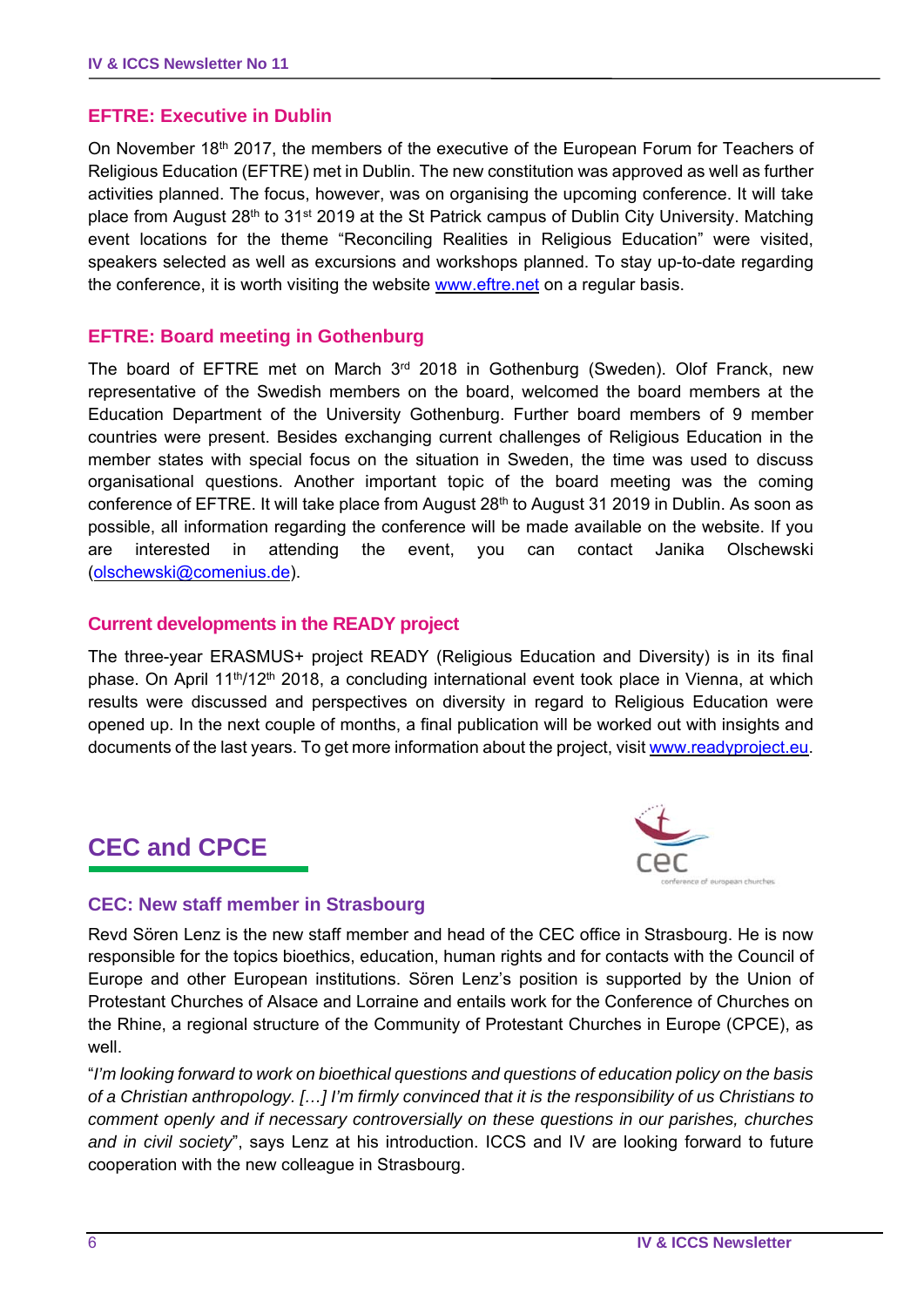### EFTRE: Executive in Dublin

On November 18th 2017, the members of the executive of the European Forum for Teachers of Religious Education (EFTRE) met in Dublin. The new constitution was approved as well as further activities planned. The focus, however, was on organising the upcoming conference. It will take place from August 28th to 31st 2019 at the St Patrick campus of Dublin City University. Matching event locations for the theme "Reconciling Realities in Religious Education" were visited, speakers selected as well as excursions and workshops planned. To stay up-to-date regarding the conference, it is worth visiting the website www.eftre.net on a regular basis.

### EFTRE: Board meeting in Gothenburg

The board of EFTRE met on March 3rd 2018 in Gothenburg (Sweden). Olof Franck, new representative of the Swedish members on the board, welcomed the board members at the Education Department of the University Gothenburg. Further board members of 9 member countries were present. Besides exchanging current challenges of Religious Education in the member states with special focus on the situation in Sweden, the time was used to discuss organisational questions. Another important topic of the board meeting was the coming conference of EFTRE. It will take place from August 28th to August 31 2019 in Dublin. As soon as possible, all information regarding the conference will be made available on the website. If you are interested in attending the event, you can contact Janika Olschewski (olschewski@comenius.de).

### Current developments in the READY project

The three-year ERASMUS+ project READY (Religious Education and Diversity) is in its final phase. On April 11th/12th 2018, a concluding international event took place in Vienna, at which results were discussed and perspectives on diversity in regard to Religious Education were opened up. In the next couple of months, a final publication will be worked out with insights and documents of the last years. To get more information about the project, visit www.readyproject.eu.

## CEC and CPCE

### CEC: New staff member in Strasbourg

Revd Sören Lenz is the new staff member and head of the CEC office in Strasbourg. He is now responsible for the topics bioethics, education, human rights and for contacts with the Council of Europe and other European institutions. Sören Lenz's position is supported by the Union of Protestant Churches of Alsace and Lorraine and entails work for the Conference of Churches on the Rhine, a regional structure of the Community of Protestant Churches in Europe (CPCE), as well.

"*I'm looking forward to work on bioethical questions and questions of education policy on the basis of a Christian anthropology. […] I'm firmly convinced that it is the responsibility of us Christians to comment openly and if necessary controversially on these questions in our parishes, churches and in civil society*", says Lenz at his introduction. ICCS and IV are looking forward to future cooperation with the new colleague in Strasbourg.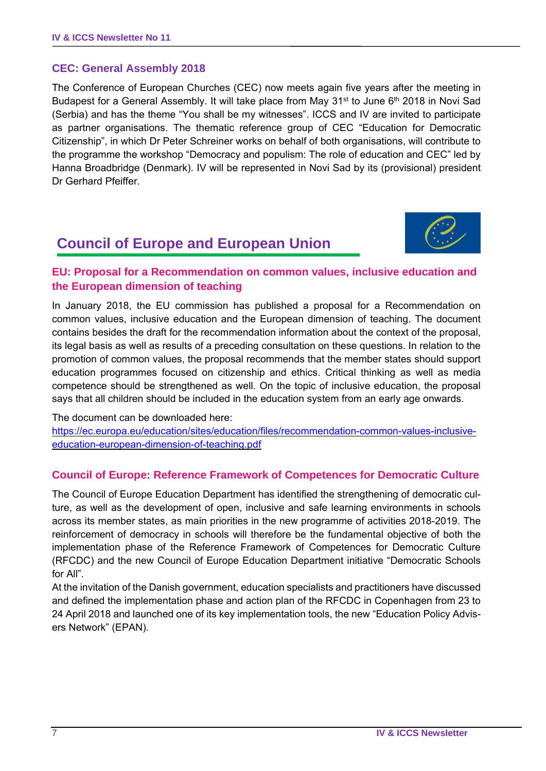## CEC: General Assembly 2018

The Conference of European Churches (CEC) now meets again five years after the meeting in Budapest for a General Assembly. It will take place from May 31st to June 6th 2018 in Novi Sad (Serbia) and has the theme "You shall be my witnesses". ICCS and IV are invited to participate as partner organisations. The thematic reference group of CEC "Education for Democratic Citizenship", in which Dr Peter Schreiner works on behalf of both organisations, will contribute to the programme the workshop "Democracy and populism: The role of education and CEC" led by Hanna Broadbridge (Denmark). IV will be represented in Novi Sad by its (provisional) president Dr Gerhard Pfeiffer.

# Council of Europe and European Union

## EU: Proposal for a Recommendation on common values, inclusive education and the European dimension of teaching

In January 2018, the EU commission has published a proposal for a Recommendation on common values, inclusive education and the European dimension of teaching. The document contains besides the draft for the recommendation information about the context of the proposal, its legal basis as well as results of a preceding consultation on these questions. In relation to the promotion of common values, the proposal recommends that the member states should support education programmes focused on citizenship and ethics. Critical thinking as well as media competence should be strengthened as well. On the topic of inclusive education, the proposal says that all children should be included in the education system from an early age onwards.

The document can be downloaded here:
https://ec.europa.eu/education/sites/education/files/recommendation-common-values-inclusive-education-european-dimension-of-teaching.pdf

## Council of Europe: Reference Framework of Competences for Democratic Culture

The Council of Europe Education Department has identified the strengthening of democratic culture, as well as the development of open, inclusive and safe learning environments in schools across its member states, as main priorities in the new programme of activities 2018-2019. The reinforcement of democracy in schools will therefore be the fundamental objective of both the implementation phase of the Reference Framework of Competences for Democratic Culture (RFCDC) and the new Council of Europe Education Department initiative "Democratic Schools for All".

At the invitation of the Danish government, education specialists and practitioners have discussed and defined the implementation phase and action plan of the RFCDC in Copenhagen from 23 to 24 April 2018 and launched one of its key implementation tools, the new "Education Policy Advisers Network" (EPAN).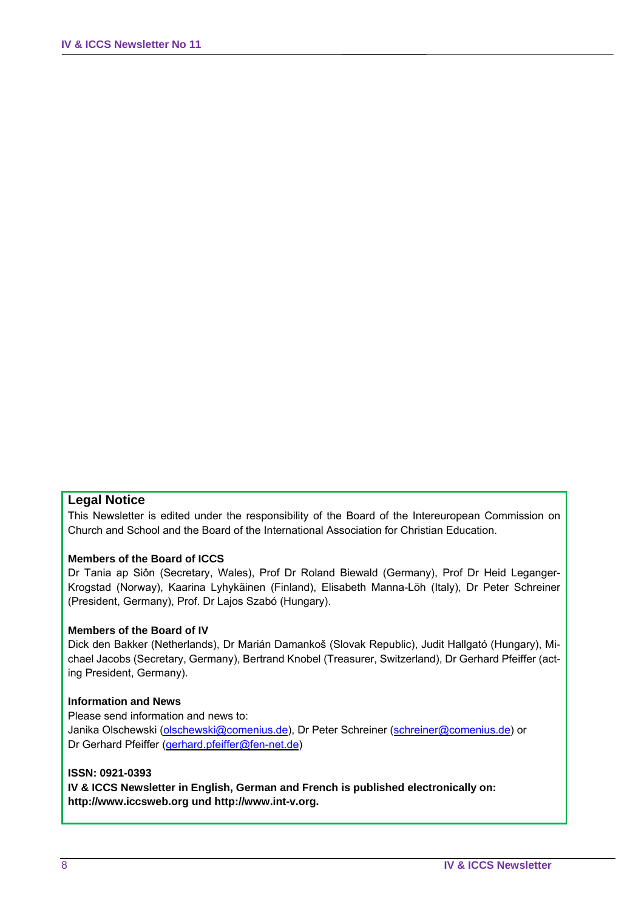## Legal Notice

This Newsletter is edited under the responsibility of the Board of the Intereuropean Commission on Church and School and the Board of the International Association for Christian Education.

**Members of the Board of ICCS**

Dr Tania ap Siôn (Secretary, Wales), Prof Dr Roland Biewald (Germany), Prof Dr Heid Leganger-Krogstad (Norway), Kaarina Lyhykäinen (Finland), Elisabeth Manna-Löh (Italy), Dr Peter Schreiner (President, Germany), Prof. Dr Lajos Szabó (Hungary).

**Members of the Board of IV**

Dick den Bakker (Netherlands), Dr Marián Damankoš (Slovak Republic), Judit Hallgató (Hungary), Michael Jacobs (Secretary, Germany), Bertrand Knobel (Treasurer, Switzerland), Dr Gerhard Pfeiffer (acting President, Germany).

**Information and News**

Please send information and news to:
Janika Olschewski (olschewski@comenius.de), Dr Peter Schreiner (schreiner@comenius.de) or Dr Gerhard Pfeiffer (gerhard.pfeiffer@fen-net.de)

**ISSN: 0921-0393**
**IV & ICCS Newsletter in English, German and French is published electronically on: http://www.iccsweb.org und http://www.int-v.org.**